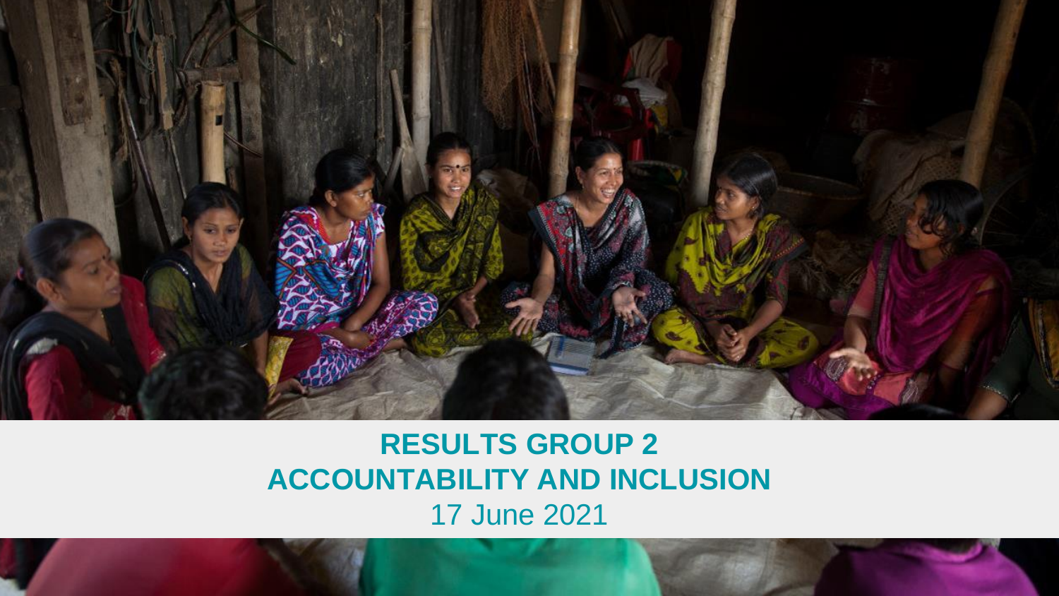# RESULTS GROUP 2
# ACCOUNTABILITY AND INCLUSION

17 June 2021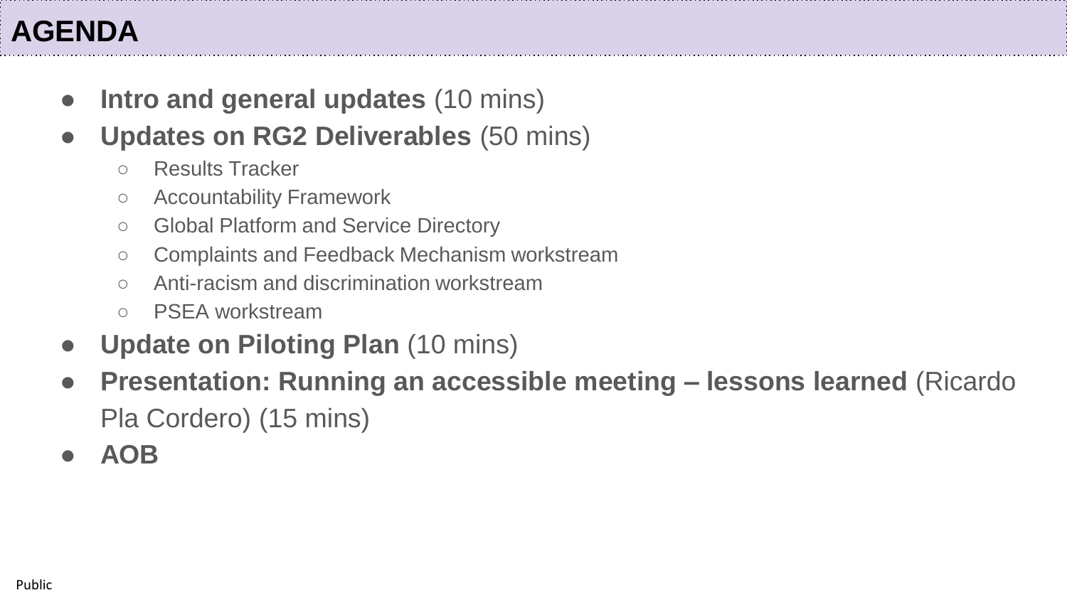# AGENDA

- **Intro and general updates** (10 mins)
- **Updates on RG2 Deliverables** (50 mins)
  - Results Tracker
  - Accountability Framework
  - Global Platform and Service Directory
  - Complaints and Feedback Mechanism workstream
  - Anti-racism and discrimination workstream
  - PSEA workstream
- **Update on Piloting Plan** (10 mins)
- **Presentation: Running an accessible meeting – lessons learned** (Ricardo Pla Cordero) (15 mins)
- **AOB**

Public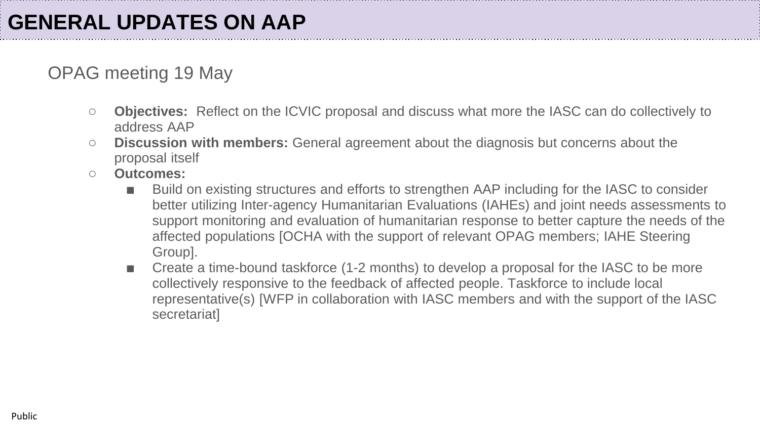# GENERAL UPDATES ON AAP

## OPAG meeting 19 May

- **Objectives:** Reflect on the ICVIC proposal and discuss what more the IASC can do collectively to address AAP
- **Discussion with members:** General agreement about the diagnosis but concerns about the proposal itself
- **Outcomes:**
  - Build on existing structures and efforts to strengthen AAP including for the IASC to consider better utilizing Inter-agency Humanitarian Evaluations (IAHEs) and joint needs assessments to support monitoring and evaluation of humanitarian response to better capture the needs of the affected populations [OCHA with the support of relevant OPAG members; IAHE Steering Group].
  - Create a time-bound taskforce (1-2 months) to develop a proposal for the IASC to be more collectively responsive to the feedback of affected people. Taskforce to include local representative(s) [WFP in collaboration with IASC members and with the support of the IASC secretariat]

Public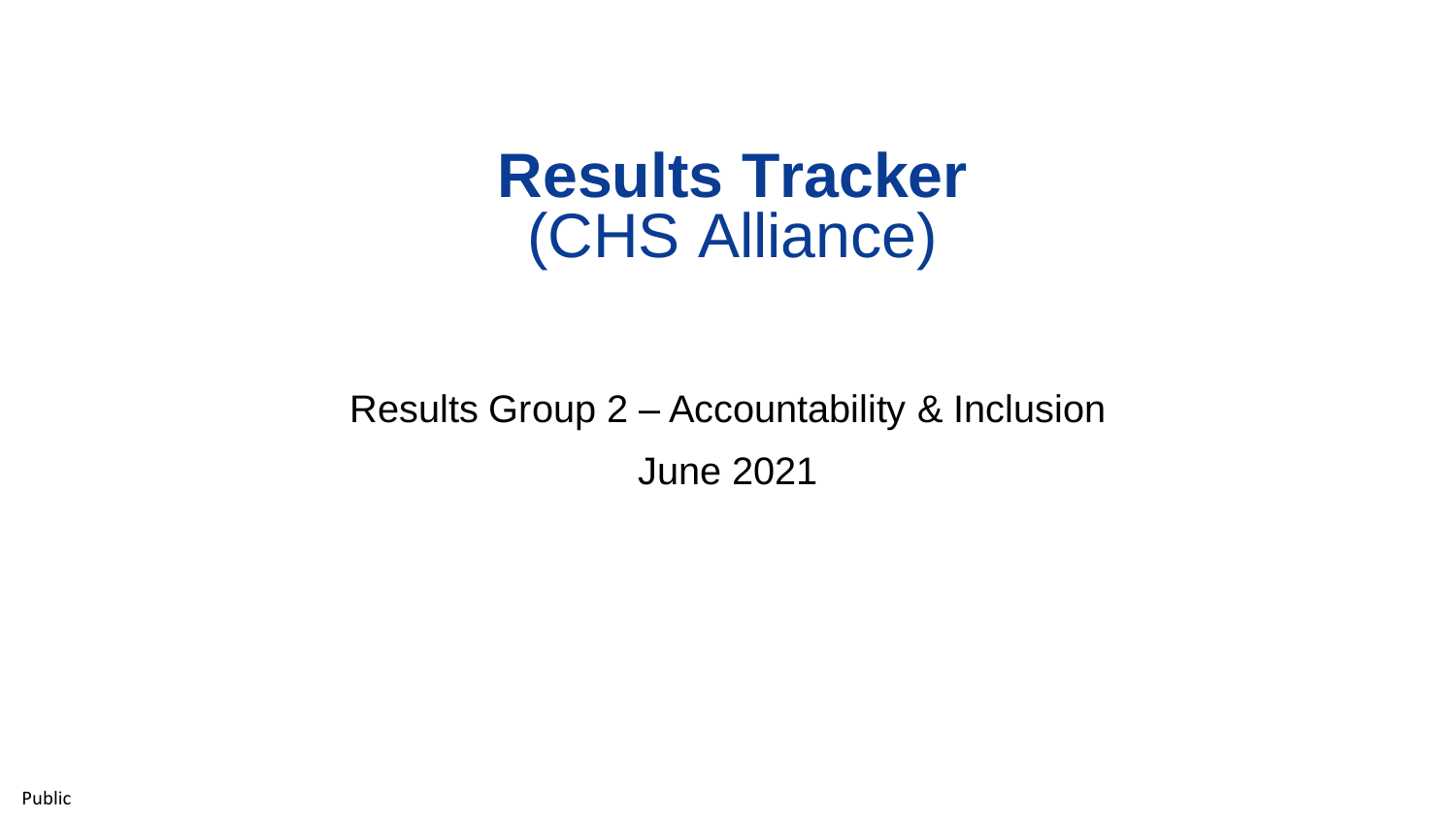# Results Tracker
(CHS Alliance)

Results Group 2 – Accountability & Inclusion

June 2021

Public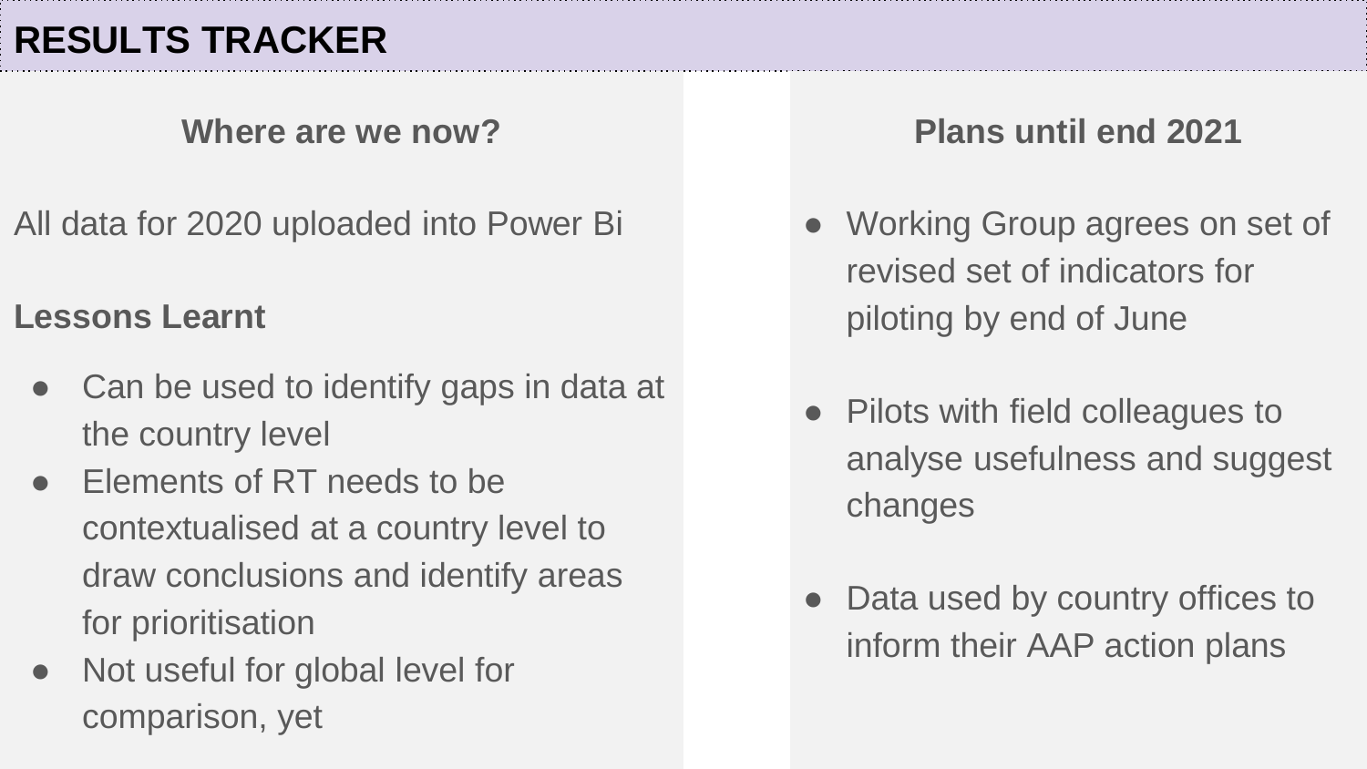# RESULTS TRACKER

## Where are we now?

All data for 2020 uploaded into Power Bi

**Lessons Learnt**

- Can be used to identify gaps in data at the country level
- Elements of RT needs to be contextualised at a country level to draw conclusions and identify areas for prioritisation
- Not useful for global level for comparison, yet

## Plans until end 2021

- Working Group agrees on set of revised set of indicators for piloting by end of June
- Pilots with field colleagues to analyse usefulness and suggest changes
- Data used by country offices to inform their AAP action plans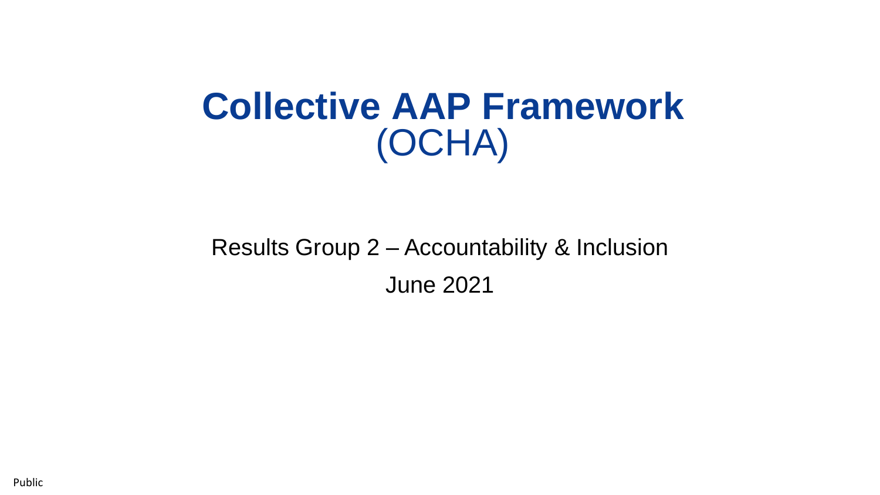# Collective AAP Framework
(OCHA)

Results Group 2 – Accountability & Inclusion

June 2021

Public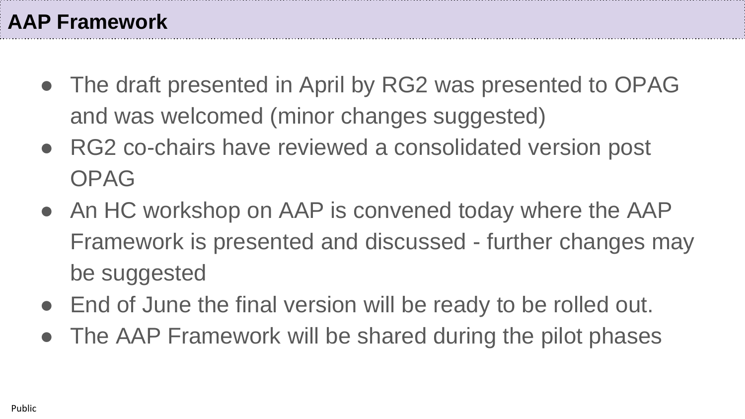# AAP Framework

- The draft presented in April by RG2 was presented to OPAG and was welcomed (minor changes suggested)
- RG2 co-chairs have reviewed a consolidated version post OPAG
- An HC workshop on AAP is convened today where the AAP Framework is presented and discussed - further changes may be suggested
- End of June the final version will be ready to be rolled out.
- The AAP Framework will be shared during the pilot phases

Public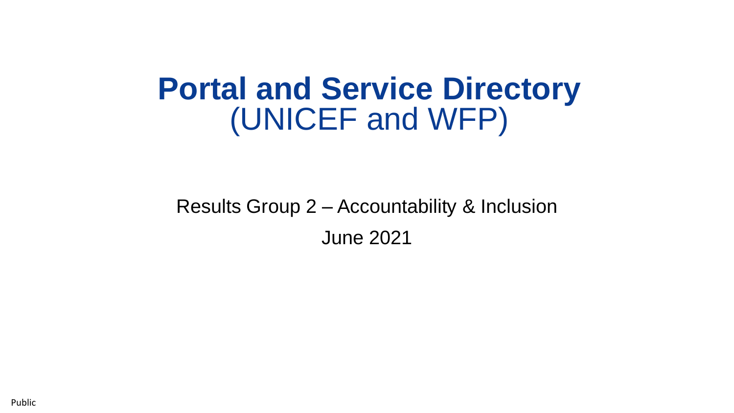# Portal and Service Directory
(UNICEF and WFP)

Results Group 2 – Accountability & Inclusion

June 2021

Public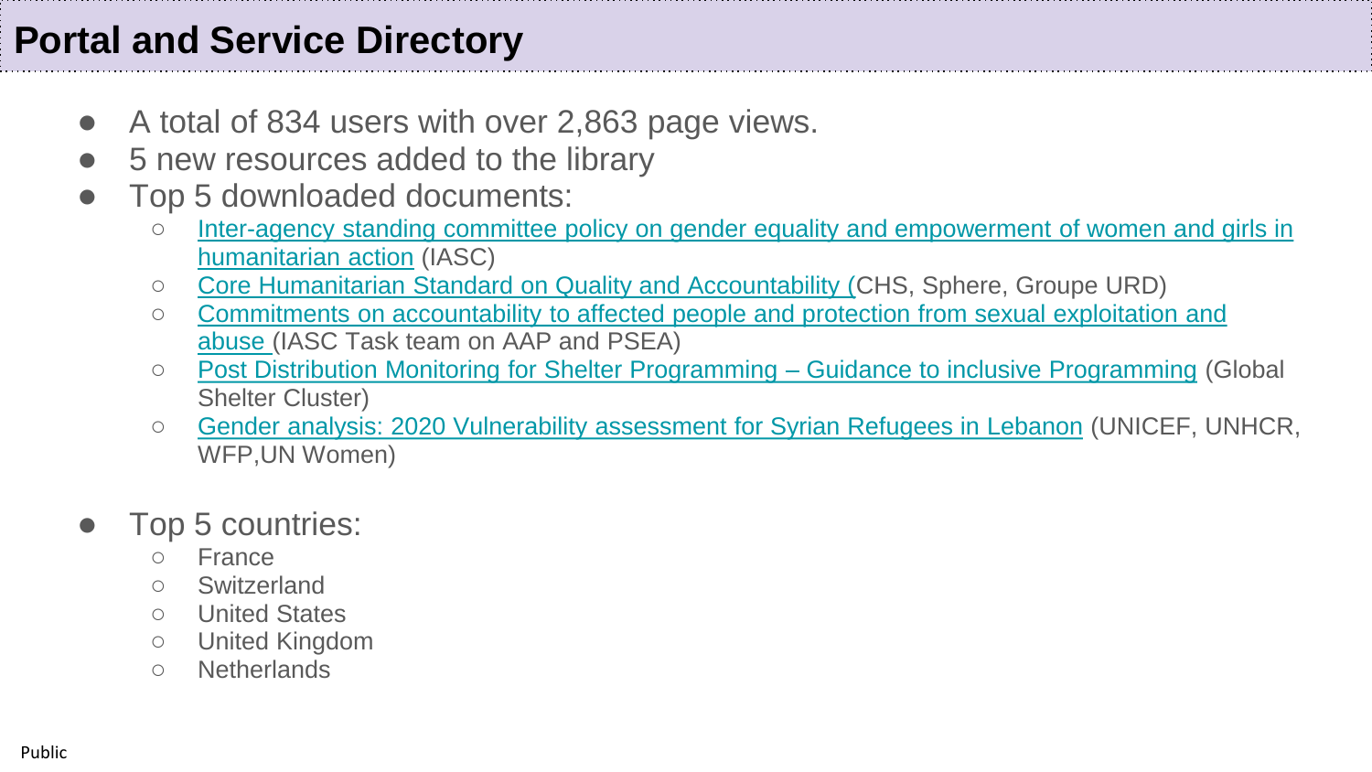# Portal and Service Directory

- A total of 834 users with over 2,863 page views.
- 5 new resources added to the library
- Top 5 downloaded documents:
  - Inter-agency standing committee policy on gender equality and empowerment of women and girls in humanitarian action (IASC)
  - Core Humanitarian Standard on Quality and Accountability (CHS, Sphere, Groupe URD)
  - Commitments on accountability to affected people and protection from sexual exploitation and abuse (IASC Task team on AAP and PSEA)
  - Post Distribution Monitoring for Shelter Programming – Guidance to inclusive Programming (Global Shelter Cluster)
  - Gender analysis: 2020 Vulnerability assessment for Syrian Refugees in Lebanon (UNICEF, UNHCR, WFP,UN Women)

- Top 5 countries:
  - France
  - Switzerland
  - United States
  - United Kingdom
  - Netherlands

Public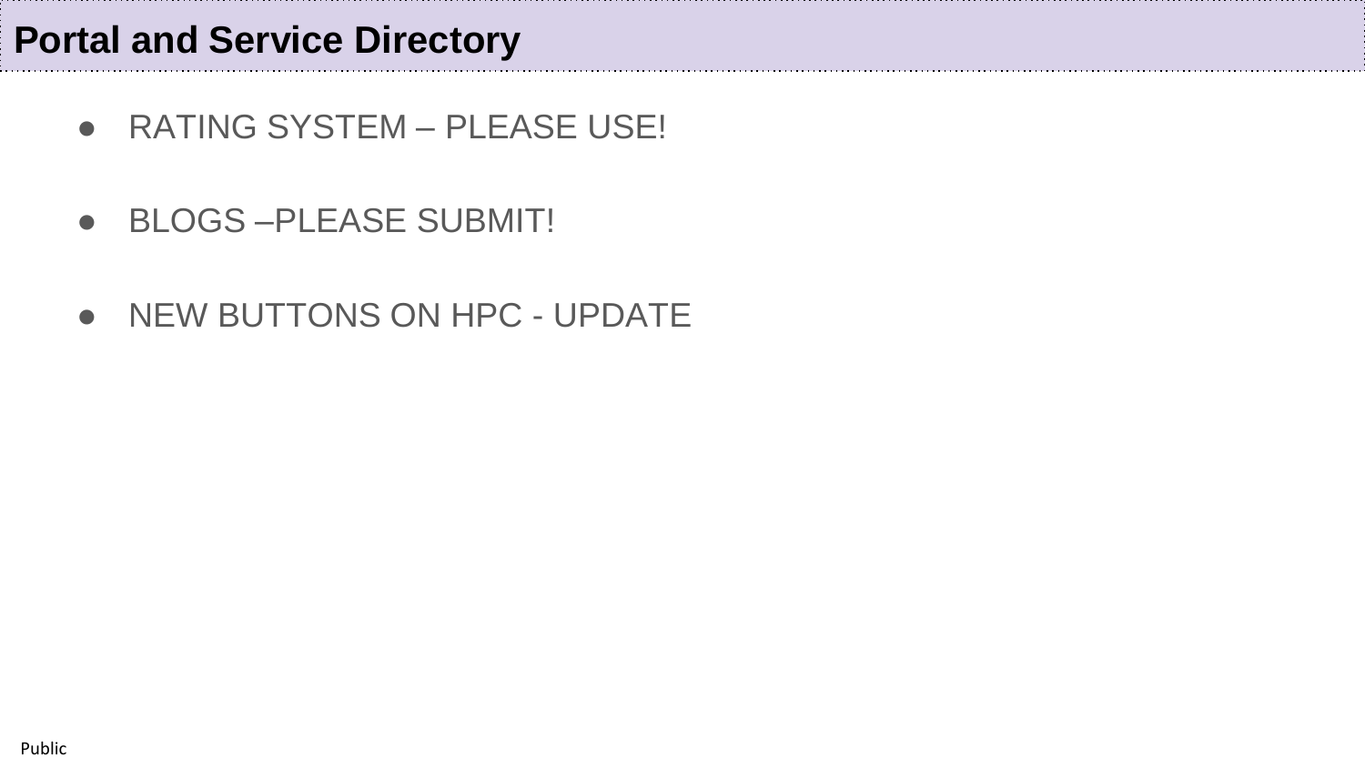# Portal and Service Directory

- RATING SYSTEM – PLEASE USE!
- BLOGS –PLEASE SUBMIT!
- NEW BUTTONS ON HPC - UPDATE

Public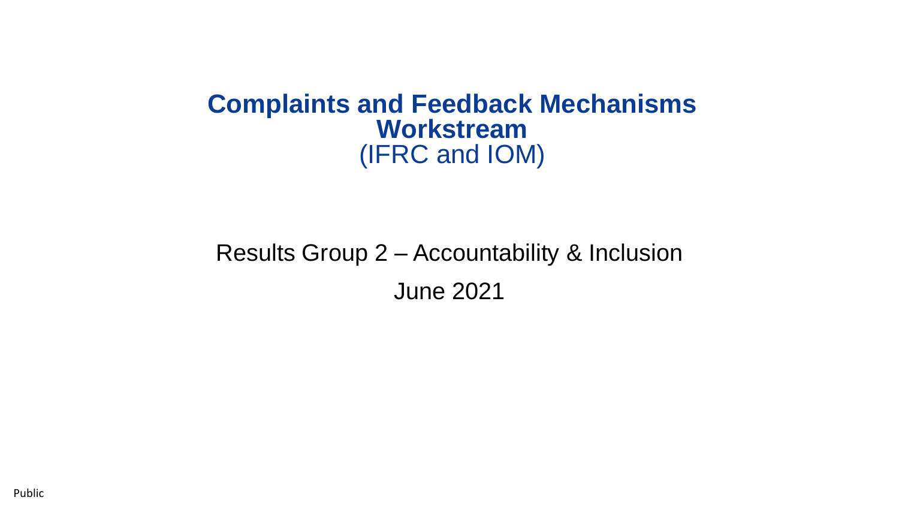# Complaints and Feedback Mechanisms Workstream
(IFRC and IOM)

Results Group 2 – Accountability & Inclusion

June 2021

Public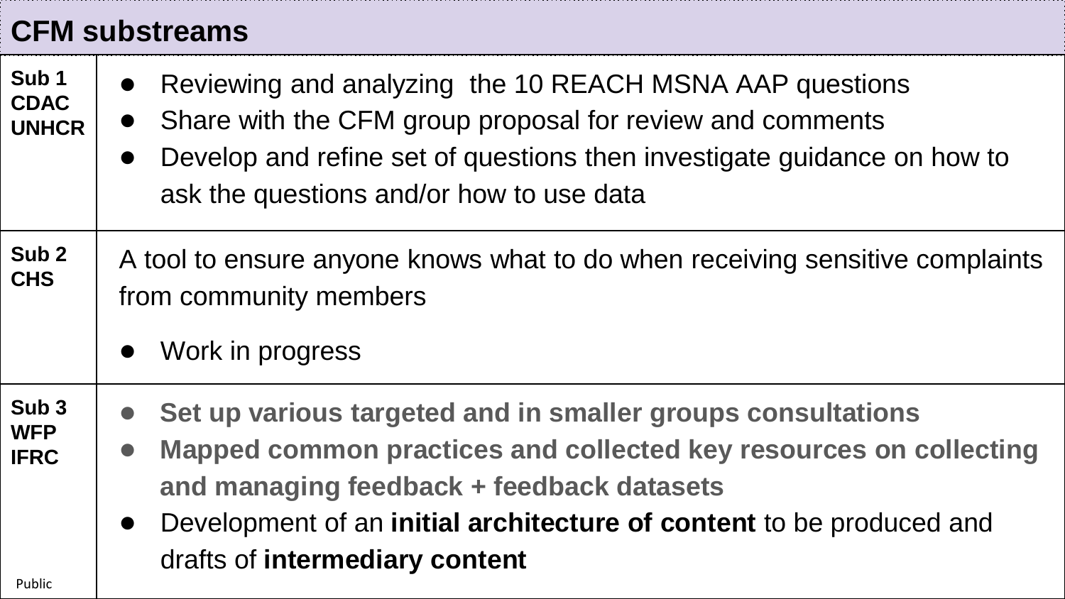# CFM substreams

| | |
|---|---|
| **Sub 1 CDAC UNHCR** | • Reviewing and analyzing the 10 REACH MSNA AAP questions<br>• Share with the CFM group proposal for review and comments<br>• Develop and refine set of questions then investigate guidance on how to ask the questions and/or how to use data |
| **Sub 2 CHS** | A tool to ensure anyone knows what to do when receiving sensitive complaints from community members<br>• Work in progress |
| **Sub 3 WFP IFRC** | • **Set up various targeted and in smaller groups consultations**<br>• **Mapped common practices and collected key resources on collecting and managing feedback + feedback datasets**<br>• Development of an **initial architecture of content** to be produced and drafts of **intermediary content** |

Public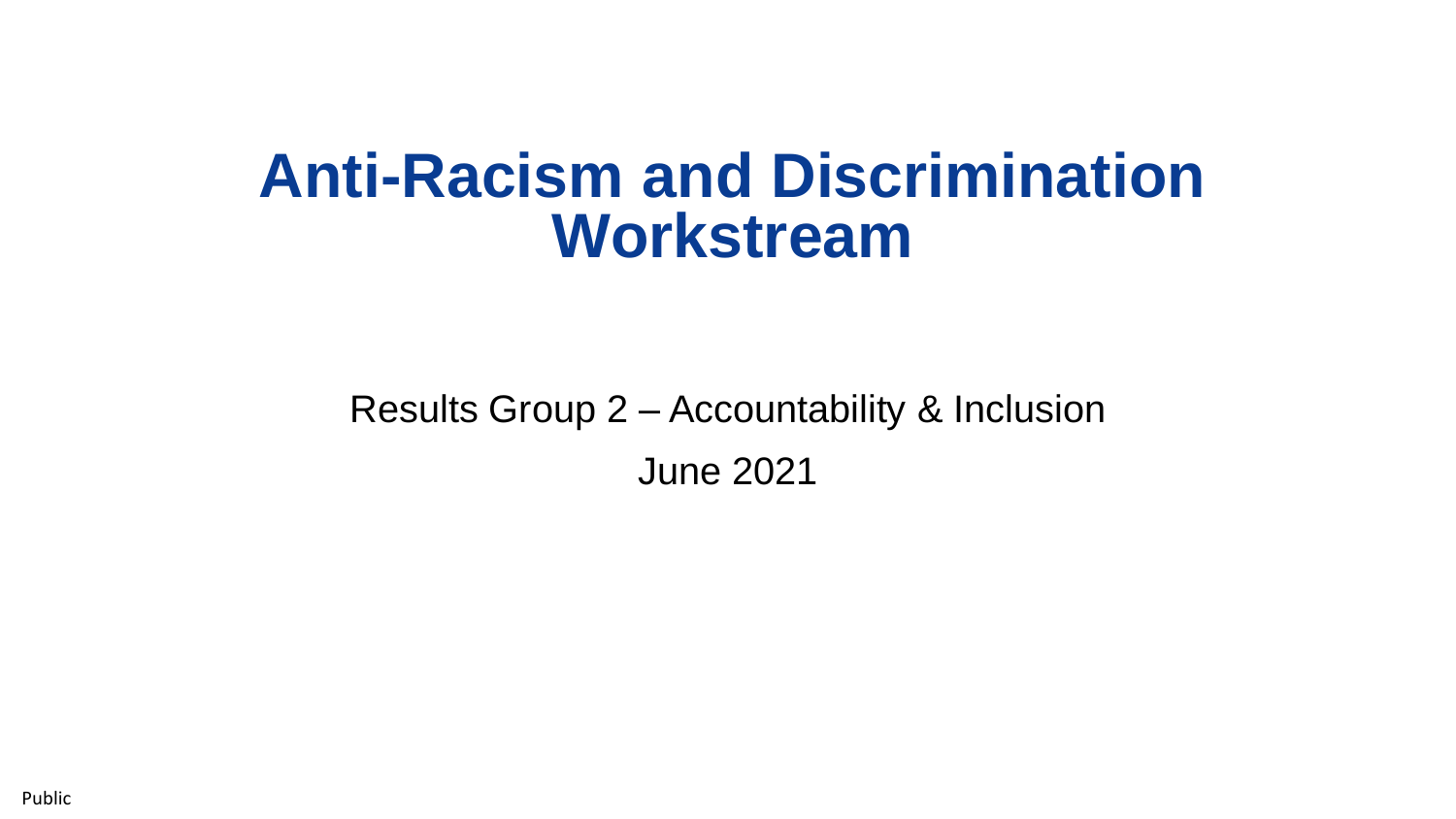# Anti-Racism and Discrimination Workstream

Results Group 2 – Accountability & Inclusion

June 2021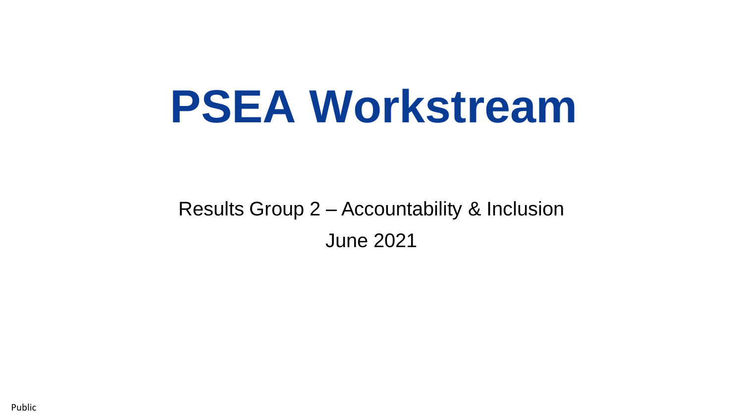# PSEA Workstream

Results Group 2 – Accountability & Inclusion

June 2021

Public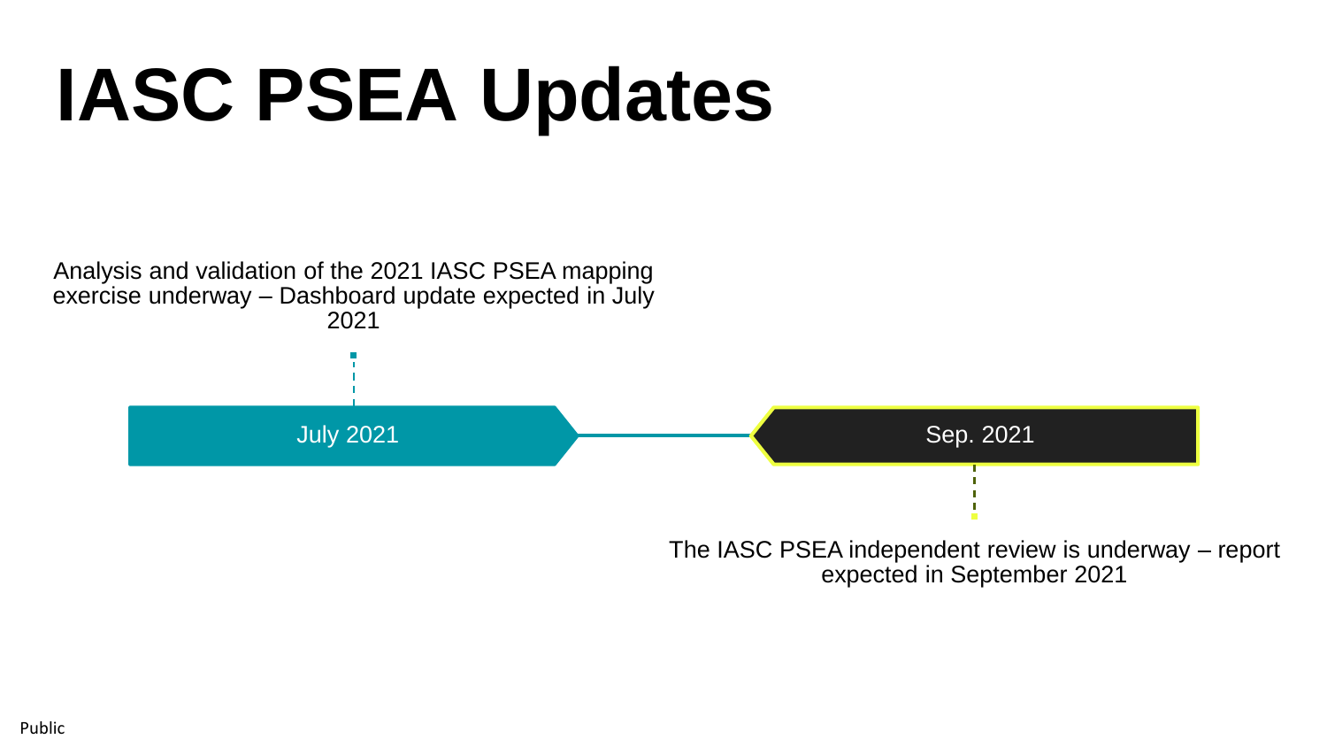# IASC PSEA Updates

Analysis and validation of the 2021 IASC PSEA mapping exercise underway – Dashboard update expected in July 2021

July 2021

Sep. 2021

The IASC PSEA independent review is underway – report expected in September 2021

Public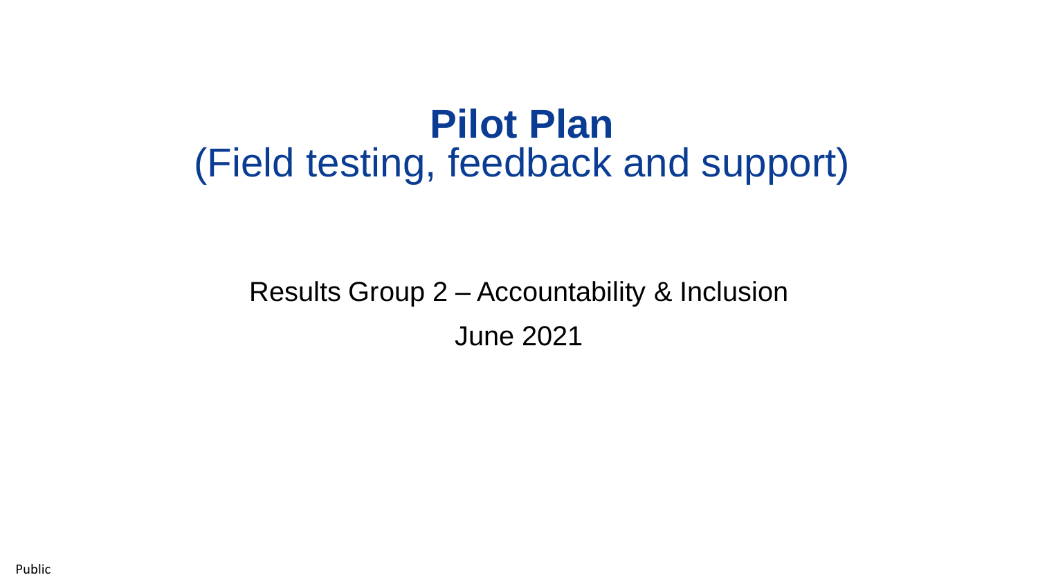# Pilot Plan
## (Field testing, feedback and support)

Results Group 2 – Accountability & Inclusion

June 2021

Public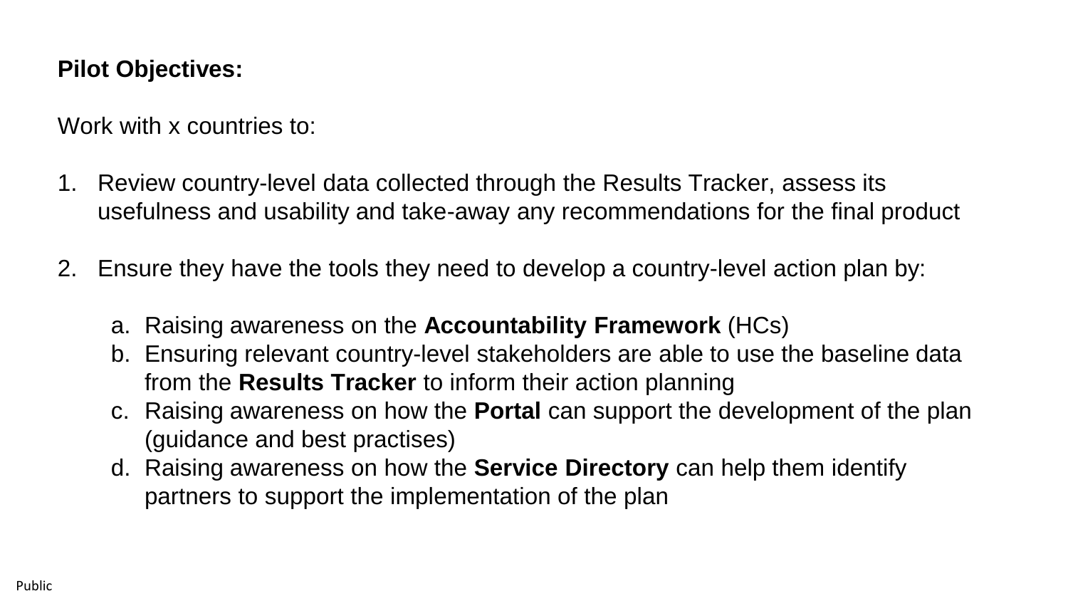**Pilot Objectives:**

Work with x countries to:

1. Review country-level data collected through the Results Tracker, assess its usefulness and usability and take-away any recommendations for the final product

2. Ensure they have the tools they need to develop a country-level action plan by:

   a. Raising awareness on the **Accountability Framework** (HCs)
   b. Ensuring relevant country-level stakeholders are able to use the baseline data from the **Results Tracker** to inform their action planning
   c. Raising awareness on how the **Portal** can support the development of the plan (guidance and best practises)
   d. Raising awareness on how the **Service Directory** can help them identify partners to support the implementation of the plan

Public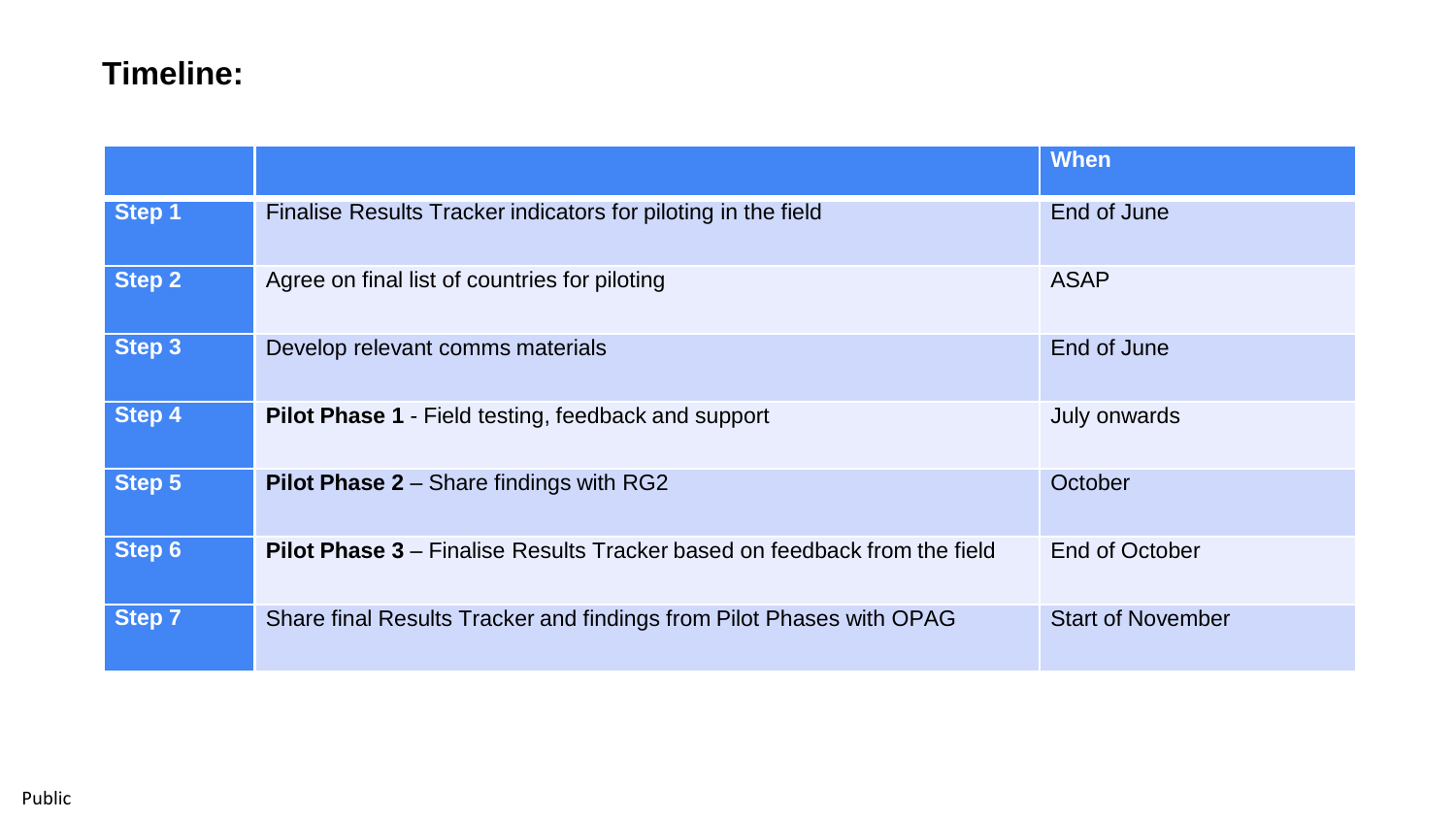## Timeline:

| | | When |
|---|---|---|
| **Step 1** | Finalise Results Tracker indicators for piloting in the field | End of June |
| **Step 2** | Agree on final list of countries for piloting | ASAP |
| **Step 3** | Develop relevant comms materials | End of June |
| **Step 4** | **Pilot Phase 1** - Field testing, feedback and support | July onwards |
| **Step 5** | **Pilot Phase 2** – Share findings with RG2 | October |
| **Step 6** | **Pilot Phase 3** – Finalise Results Tracker based on feedback from the field | End of October |
| **Step 7** | Share final Results Tracker and findings from Pilot Phases with OPAG | Start of November |

Public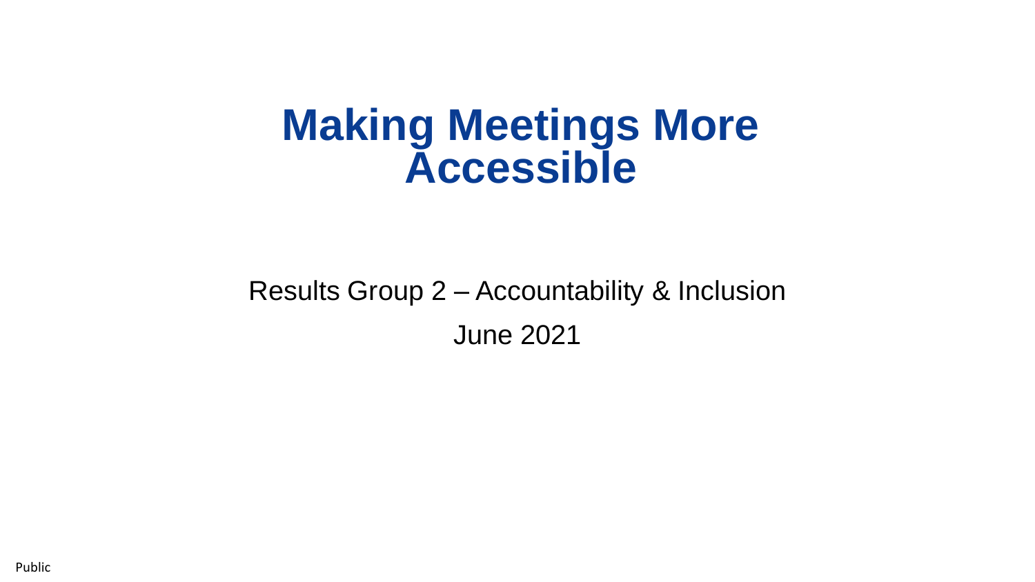# Making Meetings More Accessible

Results Group 2 – Accountability & Inclusion

June 2021

Public